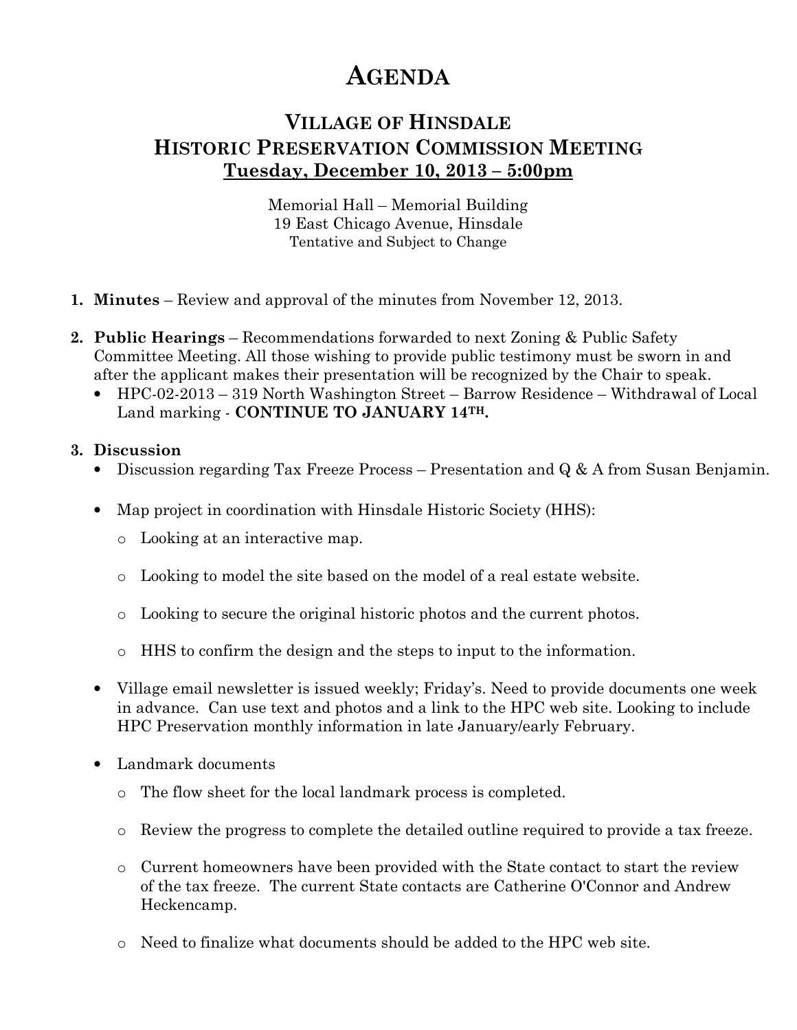# AGENDA

## VILLAGE OF HINSDALE
## HISTORIC PRESERVATION COMMISSION MEETING
## Tuesday, December 10, 2013 – 5:00pm

Memorial Hall – Memorial Building
19 East Chicago Avenue, Hinsdale
Tentative and Subject to Change

1. **Minutes** – Review and approval of the minutes from November 12, 2013.

2. **Public Hearings** – Recommendations forwarded to next Zoning & Public Safety Committee Meeting. All those wishing to provide public testimony must be sworn in and after the applicant makes their presentation will be recognized by the Chair to speak.
   - HPC-02-2013 – 319 North Washington Street – Barrow Residence – Withdrawal of Local Land marking - **CONTINUE TO JANUARY 14TH.**

3. **Discussion**
   - Discussion regarding Tax Freeze Process – Presentation and Q & A from Susan Benjamin.

   - Map project in coordination with Hinsdale Historic Society (HHS):
     - Looking at an interactive map.
     - Looking to model the site based on the model of a real estate website.
     - Looking to secure the original historic photos and the current photos.
     - HHS to confirm the design and the steps to input to the information.

   - Village email newsletter is issued weekly; Friday's. Need to provide documents one week in advance. Can use text and photos and a link to the HPC web site. Looking to include HPC Preservation monthly information in late January/early February.

   - Landmark documents
     - The flow sheet for the local landmark process is completed.
     - Review the progress to complete the detailed outline required to provide a tax freeze.
     - Current homeowners have been provided with the State contact to start the review of the tax freeze. The current State contacts are Catherine O'Connor and Andrew Heckencamp.
     - Need to finalize what documents should be added to the HPC web site.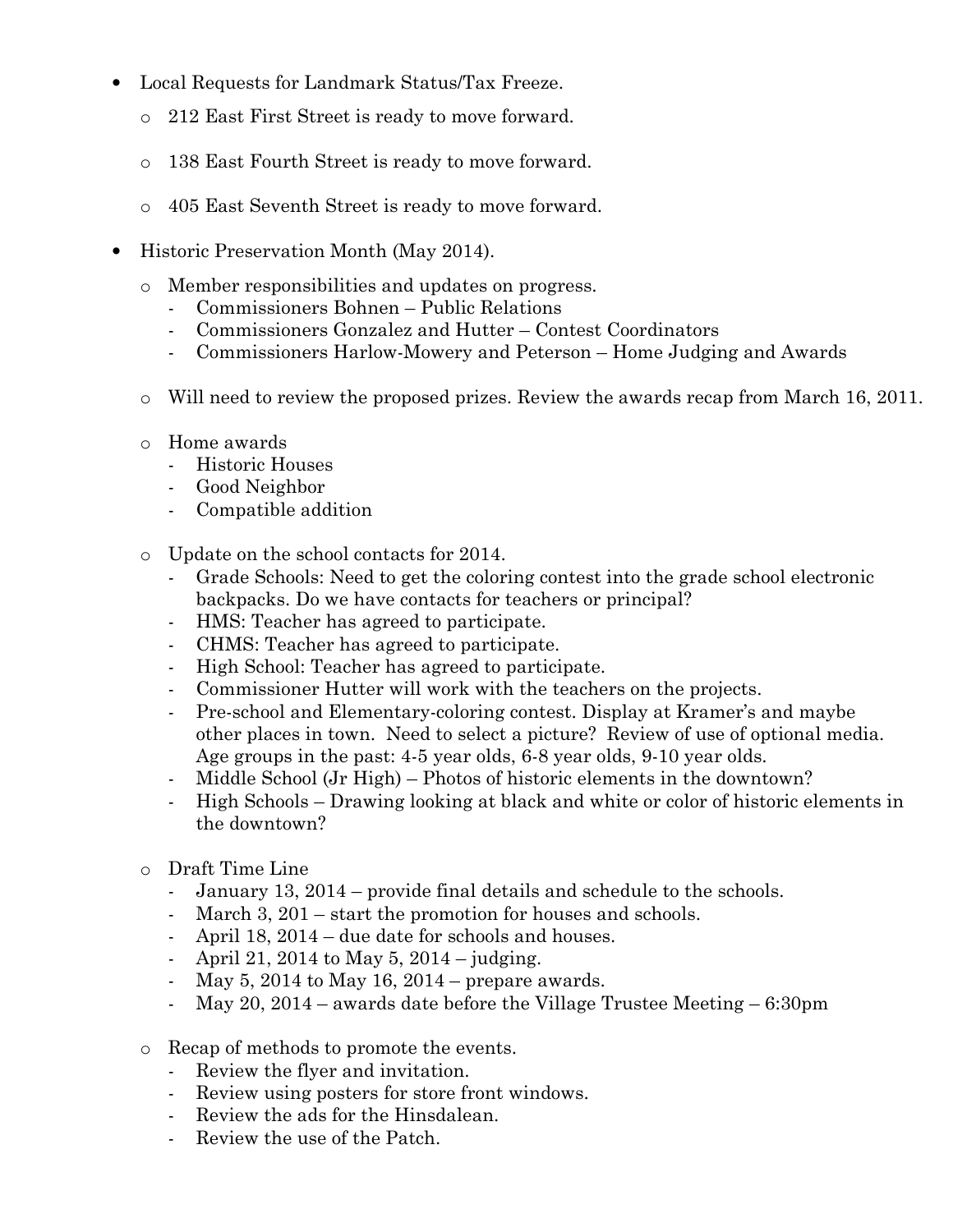- Local Requests for Landmark Status/Tax Freeze.
  - 212 East First Street is ready to move forward.
  - 138 East Fourth Street is ready to move forward.
  - 405 East Seventh Street is ready to move forward.
- Historic Preservation Month (May 2014).
  - Member responsibilities and updates on progress.
    - Commissioners Bohnen – Public Relations
    - Commissioners Gonzalez and Hutter – Contest Coordinators
    - Commissioners Harlow-Mowery and Peterson – Home Judging and Awards
  - Will need to review the proposed prizes. Review the awards recap from March 16, 2011.
  - Home awards
    - Historic Houses
    - Good Neighbor
    - Compatible addition
  - Update on the school contacts for 2014.
    - Grade Schools: Need to get the coloring contest into the grade school electronic backpacks. Do we have contacts for teachers or principal?
    - HMS: Teacher has agreed to participate.
    - CHMS: Teacher has agreed to participate.
    - High School: Teacher has agreed to participate.
    - Commissioner Hutter will work with the teachers on the projects.
    - Pre-school and Elementary-coloring contest. Display at Kramer's and maybe other places in town. Need to select a picture? Review of use of optional media. Age groups in the past: 4-5 year olds, 6-8 year olds, 9-10 year olds.
    - Middle School (Jr High) – Photos of historic elements in the downtown?
    - High Schools – Drawing looking at black and white or color of historic elements in the downtown?
  - Draft Time Line
    - January 13, 2014 – provide final details and schedule to the schools.
    - March 3, 201 – start the promotion for houses and schools.
    - April 18, 2014 – due date for schools and houses.
    - April 21, 2014 to May 5, 2014 – judging.
    - May 5, 2014 to May 16, 2014 – prepare awards.
    - May 20, 2014 – awards date before the Village Trustee Meeting – 6:30pm
  - Recap of methods to promote the events.
    - Review the flyer and invitation.
    - Review using posters for store front windows.
    - Review the ads for the Hinsdalean.
    - Review the use of the Patch.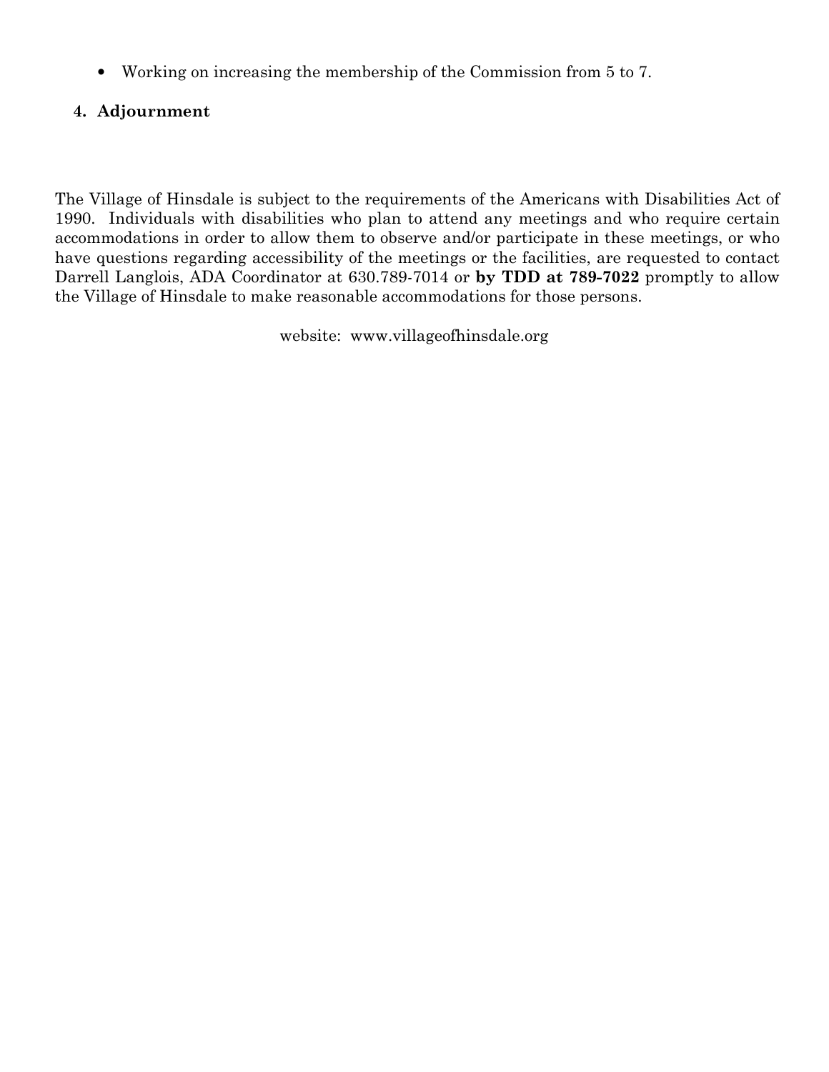- Working on increasing the membership of the Commission from 5 to 7.

4. **Adjournment**

The Village of Hinsdale is subject to the requirements of the Americans with Disabilities Act of 1990. Individuals with disabilities who plan to attend any meetings and who require certain accommodations in order to allow them to observe and/or participate in these meetings, or who have questions regarding accessibility of the meetings or the facilities, are requested to contact Darrell Langlois, ADA Coordinator at 630.789-7014 or **by TDD at 789-7022** promptly to allow the Village of Hinsdale to make reasonable accommodations for those persons.

website: www.villageofhinsdale.org